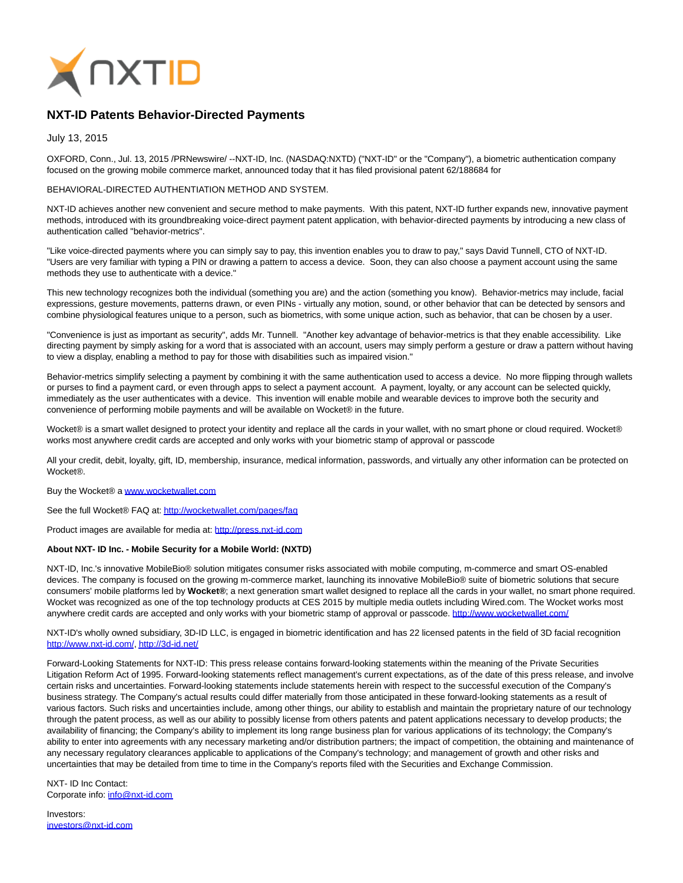# NXT-ID Patents Behavior-Directed Payments

July 13, 2015

OXFORD, Conn., Jul. 13, 2015 /PRNewswire/ --NXT-ID, Inc. (NASDAQ:NXTD) ("NXT-ID" or the "Company"), a biometric authentication company focused on the growing mobile commerce market, announced today that it has filed provisional patent 62/188684 for

BEHAVIORAL-DIRECTED AUTHENTIATION METHOD AND SYSTEM.

NXT-ID achieves another new convenient and secure method to make payments. With this patent, NXT-ID further expands new, innovative payment methods, introduced with its groundbreaking voice-direct payment patent application, with behavior-directed payments by introducing a new class of authentication called "behavior-metrics".

"Like voice-directed payments where you can simply say to pay, this invention enables you to draw to pay," says David Tunnell, CTO of NXT-ID. "Users are very familiar with typing a PIN or drawing a pattern to access a device. Soon, they can also choose a payment account using the same methods they use to authenticate with a device."

This new technology recognizes both the individual (something you are) and the action (something you know). Behavior-metrics may include, facial expressions, gesture movements, patterns drawn, or even PINs - virtually any motion, sound, or other behavior that can be detected by sensors and combine physiological features unique to a person, such as biometrics, with some unique action, such as behavior, that can be chosen by a user.

"Convenience is just as important as security", adds Mr. Tunnell. "Another key advantage of behavior-metrics is that they enable accessibility. Like directing payment by simply asking for a word that is associated with an account, users may simply perform a gesture or draw a pattern without having to view a display, enabling a method to pay for those with disabilities such as impaired vision."

Behavior-metrics simplify selecting a payment by combining it with the same authentication used to access a device. No more flipping through wallets or purses to find a payment card, or even through apps to select a payment account. A payment, loyalty, or any account can be selected quickly, immediately as the user authenticates with a device. This invention will enable mobile and wearable devices to improve both the security and convenience of performing mobile payments and will be available on Wocket® in the future.

Wocket® is a smart wallet designed to protect your identity and replace all the cards in your wallet, with no smart phone or cloud required. Wocket® works most anywhere credit cards are accepted and only works with your biometric stamp of approval or passcode

All your credit, debit, loyalty, gift, ID, membership, insurance, medical information, passwords, and virtually any other information can be protected on Wocket®.

Buy the Wocket® a www.wocketwallet.com

See the full Wocket® FAQ at: http://wocketwallet.com/pages/faq

Product images are available for media at: http://press.nxt-id.com

**About NXT- ID Inc. - Mobile Security for a Mobile World: (NXTD)**

NXT-ID, Inc.'s innovative MobileBio® solution mitigates consumer risks associated with mobile computing, m-commerce and smart OS-enabled devices. The company is focused on the growing m-commerce market, launching its innovative MobileBio® suite of biometric solutions that secure consumers' mobile platforms led by **Wocket®**; a next generation smart wallet designed to replace all the cards in your wallet, no smart phone required. Wocket was recognized as one of the top technology products at CES 2015 by multiple media outlets including Wired.com. The Wocket works most anywhere credit cards are accepted and only works with your biometric stamp of approval or passcode. http://www.wocketwallet.com/

NXT-ID's wholly owned subsidiary, 3D-ID LLC, is engaged in biometric identification and has 22 licensed patents in the field of 3D facial recognition http://www.nxt-id.com/, http://3d-id.net/

Forward-Looking Statements for NXT-ID: This press release contains forward-looking statements within the meaning of the Private Securities Litigation Reform Act of 1995. Forward-looking statements reflect management's current expectations, as of the date of this press release, and involve certain risks and uncertainties. Forward-looking statements include statements herein with respect to the successful execution of the Company's business strategy. The Company's actual results could differ materially from those anticipated in these forward-looking statements as a result of various factors. Such risks and uncertainties include, among other things, our ability to establish and maintain the proprietary nature of our technology through the patent process, as well as our ability to possibly license from others patents and patent applications necessary to develop products; the availability of financing; the Company's ability to implement its long range business plan for various applications of its technology; the Company's ability to enter into agreements with any necessary marketing and/or distribution partners; the impact of competition, the obtaining and maintenance of any necessary regulatory clearances applicable to applications of the Company's technology; and management of growth and other risks and uncertainties that may be detailed from time to time in the Company's reports filed with the Securities and Exchange Commission.

NXT- ID Inc Contact:
Corporate info: info@nxt-id.com

Investors:
investors@nxt-id.com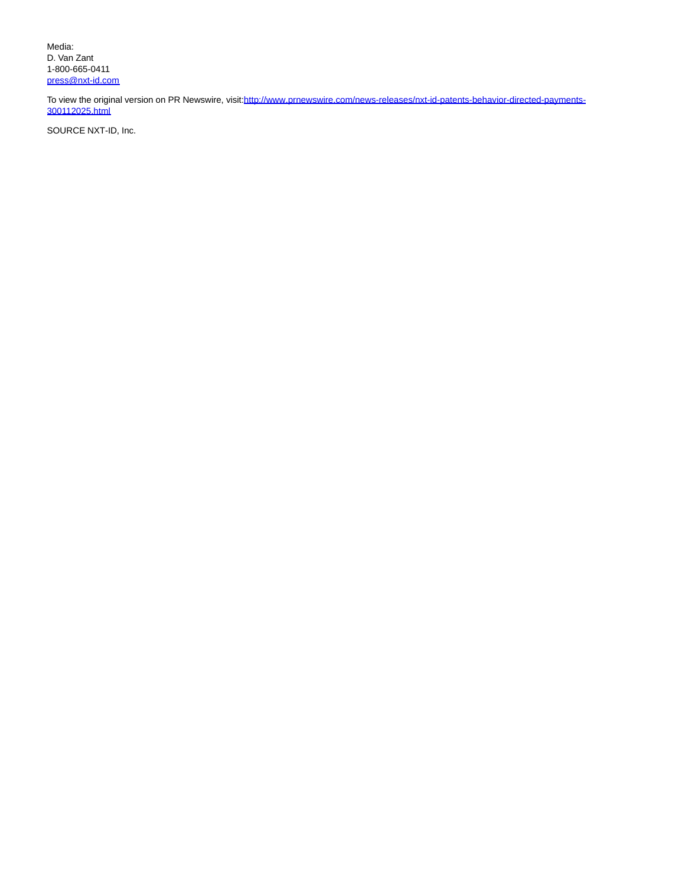Media:
D. Van Zant
1-800-665-0411
press@nxt-id.com

To view the original version on PR Newswire, visit:http://www.prnewswire.com/news-releases/nxt-id-patents-behavior-directed-payments-300112025.html

SOURCE NXT-ID, Inc.